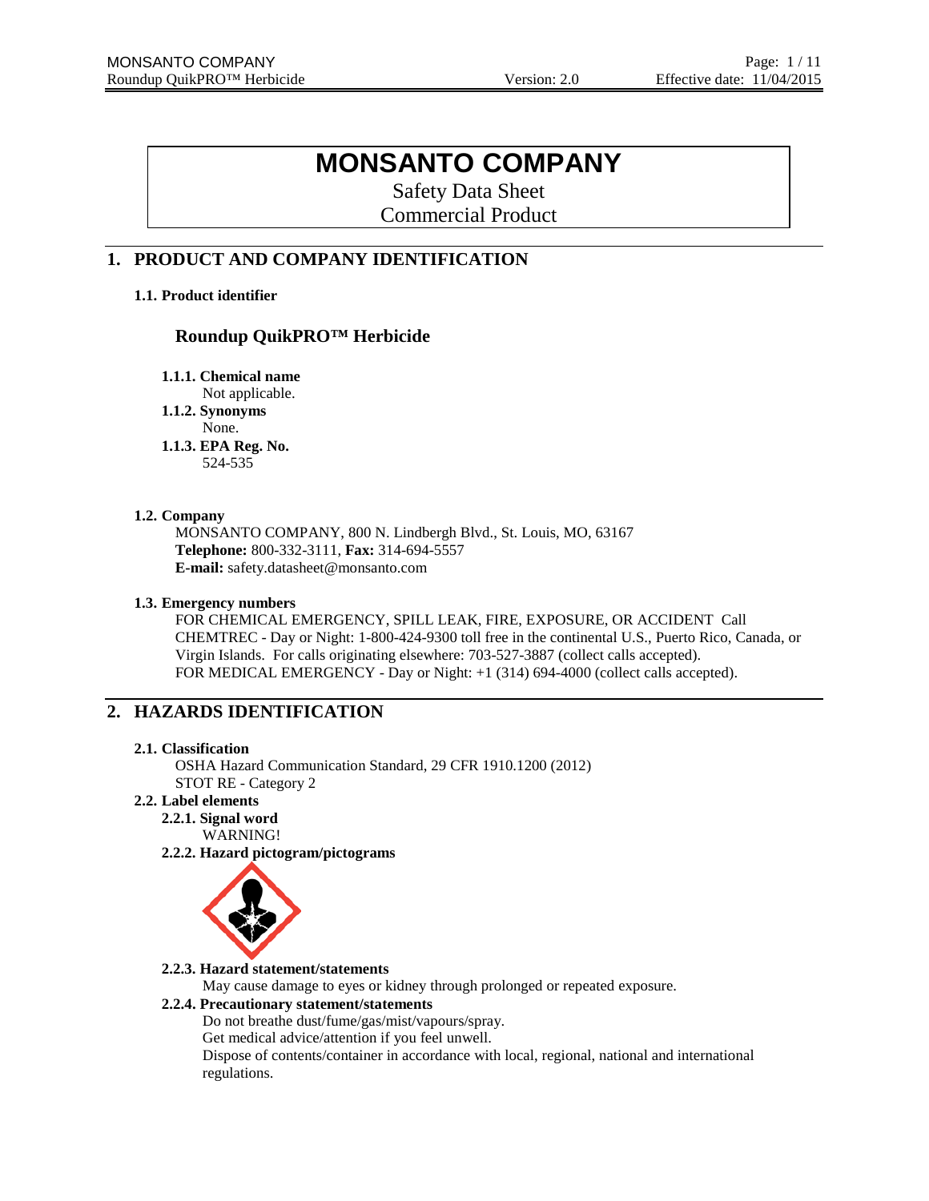# MONSANTO COMPANY

Safety Data Sheet

Commercial Product

## 1. PRODUCT AND COMPANY IDENTIFICATION

### 1.1. Product identifier

### Roundup QuikPRO™ Herbicide

**1.1.1. Chemical name**

Not applicable.

**1.1.2. Synonyms**

None.

**1.1.3. EPA Reg. No.**

524-535

### 1.2. Company

MONSANTO COMPANY, 800 N. Lindbergh Blvd., St. Louis, MO, 63167

**Telephone:** 800-332-3111, **Fax:** 314-694-5557

**E-mail:** safety.datasheet@monsanto.com

### 1.3. Emergency numbers

FOR CHEMICAL EMERGENCY, SPILL LEAK, FIRE, EXPOSURE, OR ACCIDENT Call CHEMTREC - Day or Night: 1-800-424-9300 toll free in the continental U.S., Puerto Rico, Canada, or Virgin Islands. For calls originating elsewhere: 703-527-3887 (collect calls accepted).

FOR MEDICAL EMERGENCY - Day or Night: +1 (314) 694-4000 (collect calls accepted).

## 2. HAZARDS IDENTIFICATION

### 2.1. Classification

OSHA Hazard Communication Standard, 29 CFR 1910.1200 (2012)

STOT RE - Category 2

### 2.2. Label elements

**2.2.1. Signal word**

WARNING!

**2.2.2. Hazard pictogram/pictograms**

**2.2.3. Hazard statement/statements**

May cause damage to eyes or kidney through prolonged or repeated exposure.

**2.2.4. Precautionary statement/statements**

Do not breathe dust/fume/gas/mist/vapours/spray.

Get medical advice/attention if you feel unwell.

Dispose of contents/container in accordance with local, regional, national and international regulations.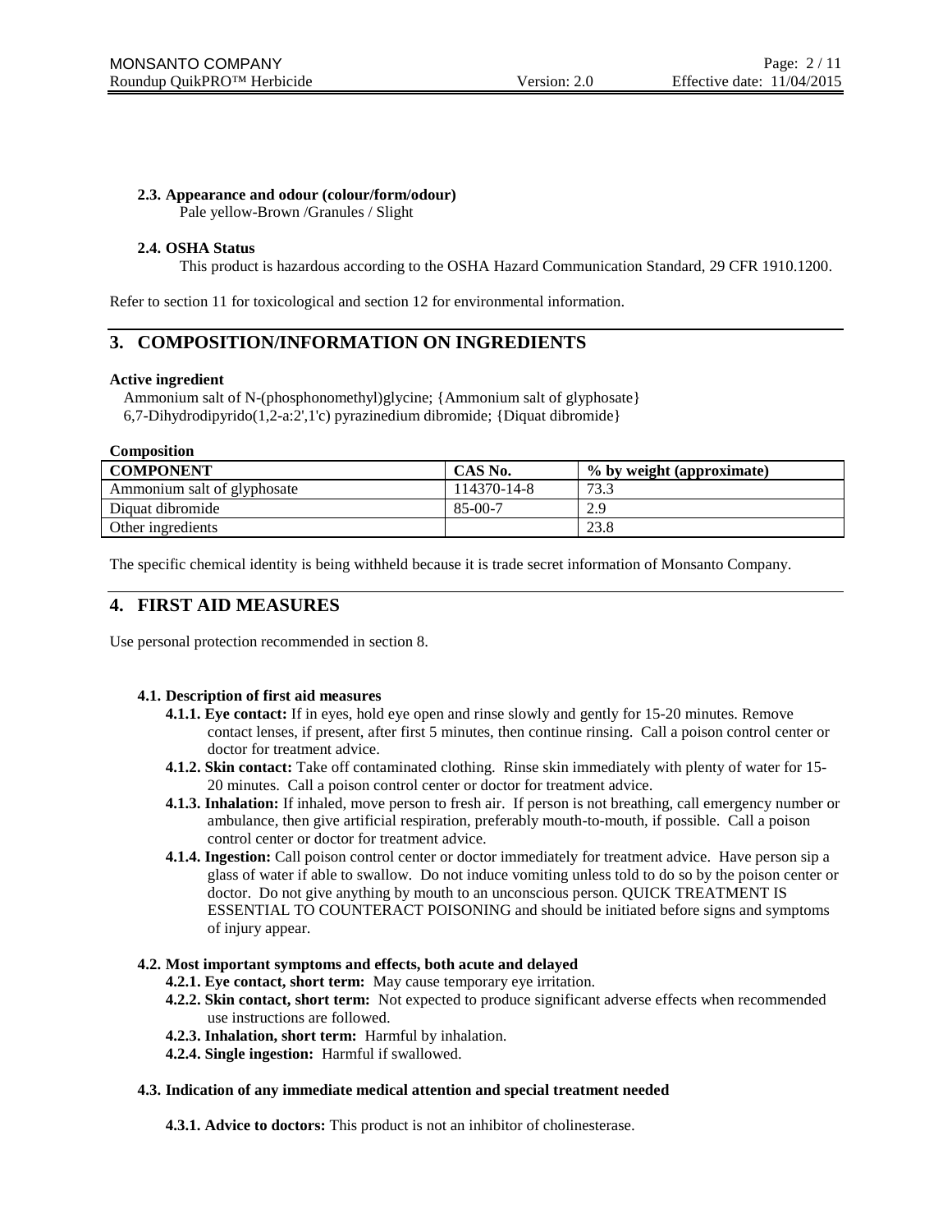#### 2.3. Appearance and odour (colour/form/odour)

Pale yellow-Brown /Granules / Slight

#### 2.4. OSHA Status

This product is hazardous according to the OSHA Hazard Communication Standard, 29 CFR 1910.1200.

Refer to section 11 for toxicological and section 12 for environmental information.

## 3. COMPOSITION/INFORMATION ON INGREDIENTS

**Active ingredient**

Ammonium salt of N-(phosphonomethyl)glycine; {Ammonium salt of glyphosate}
6,7-Dihydrodipyrido(1,2-a:2',1'c) pyrazinedium dibromide; {Diquat dibromide}

**Composition**

| COMPONENT | CAS No. | % by weight (approximate) |
|---|---|---|
| Ammonium salt of glyphosate | 114370-14-8 | 73.3 |
| Diquat dibromide | 85-00-7 | 2.9 |
| Other ingredients | | 23.8 |

The specific chemical identity is being withheld because it is trade secret information of Monsanto Company.

## 4. FIRST AID MEASURES

Use personal protection recommended in section 8.

#### 4.1. Description of first aid measures

- **4.1.1. Eye contact:** If in eyes, hold eye open and rinse slowly and gently for 15-20 minutes. Remove contact lenses, if present, after first 5 minutes, then continue rinsing. Call a poison control center or doctor for treatment advice.
- **4.1.2. Skin contact:** Take off contaminated clothing. Rinse skin immediately with plenty of water for 15-20 minutes. Call a poison control center or doctor for treatment advice.
- **4.1.3. Inhalation:** If inhaled, move person to fresh air. If person is not breathing, call emergency number or ambulance, then give artificial respiration, preferably mouth-to-mouth, if possible. Call a poison control center or doctor for treatment advice.
- **4.1.4. Ingestion:** Call poison control center or doctor immediately for treatment advice. Have person sip a glass of water if able to swallow. Do not induce vomiting unless told to do so by the poison center or doctor. Do not give anything by mouth to an unconscious person. QUICK TREATMENT IS ESSENTIAL TO COUNTERACT POISONING and should be initiated before signs and symptoms of injury appear.

#### 4.2. Most important symptoms and effects, both acute and delayed

- **4.2.1. Eye contact, short term:** May cause temporary eye irritation.
- **4.2.2. Skin contact, short term:** Not expected to produce significant adverse effects when recommended use instructions are followed.
- **4.2.3. Inhalation, short term:** Harmful by inhalation.
- **4.2.4. Single ingestion:** Harmful if swallowed.

#### 4.3. Indication of any immediate medical attention and special treatment needed

**4.3.1. Advice to doctors:** This product is not an inhibitor of cholinesterase.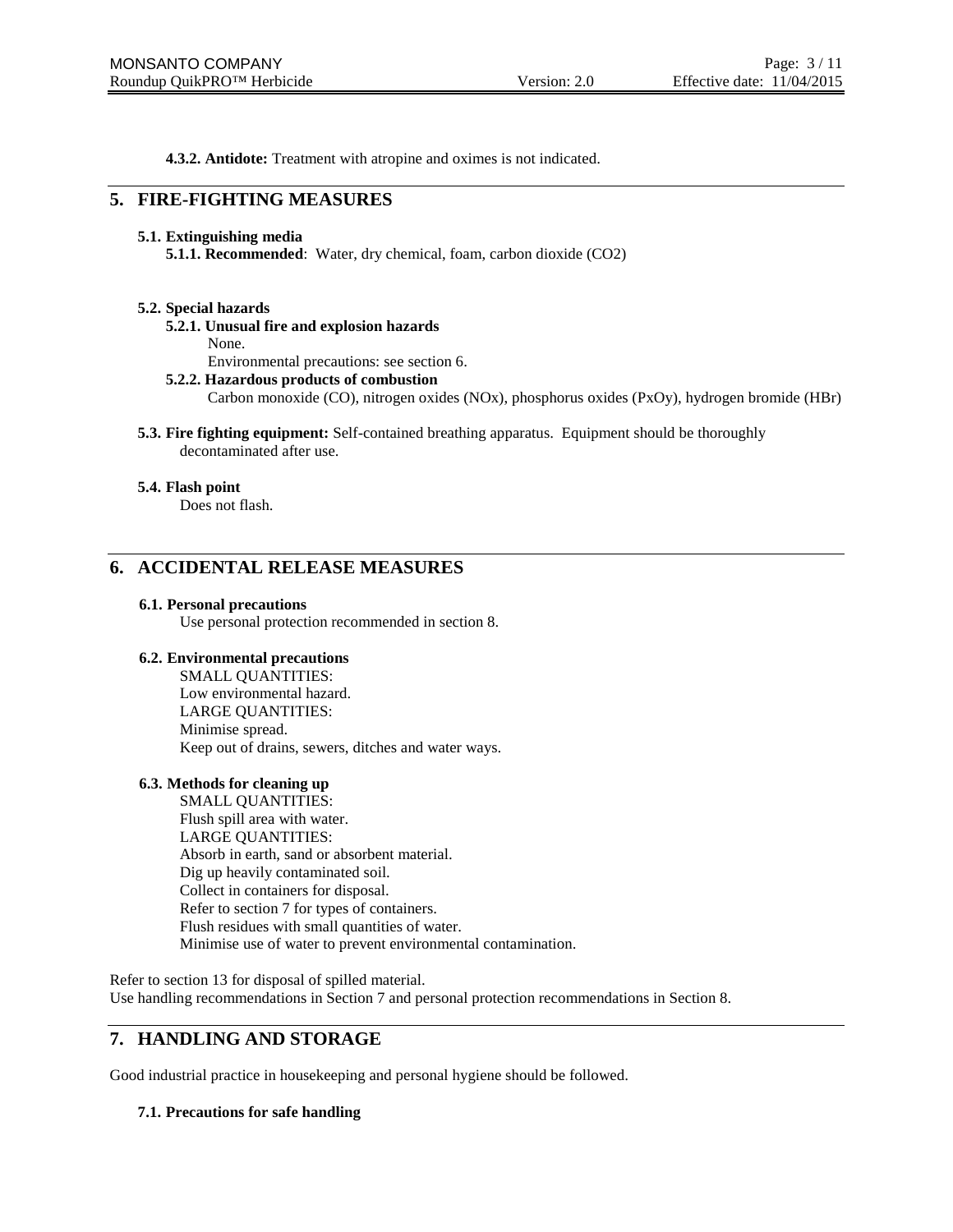**4.3.2. Antidote:** Treatment with atropine and oximes is not indicated.

## 5. FIRE-FIGHTING MEASURES

### 5.1. Extinguishing media

**5.1.1. Recommended**: Water, dry chemical, foam, carbon dioxide ($CO_2$)

### 5.2. Special hazards

**5.2.1. Unusual fire and explosion hazards**

None.
Environmental precautions: see section 6.

**5.2.2. Hazardous products of combustion**

Carbon monoxide (CO), nitrogen oxides ($NO_x$), phosphorus oxides ($P_xO_y$), hydrogen bromide (HBr)

**5.3. Fire fighting equipment:** Self-contained breathing apparatus. Equipment should be thoroughly decontaminated after use.

### 5.4. Flash point

Does not flash.

## 6. ACCIDENTAL RELEASE MEASURES

### 6.1. Personal precautions

Use personal protection recommended in section 8.

### 6.2. Environmental precautions

SMALL QUANTITIES:
Low environmental hazard.
LARGE QUANTITIES:
Minimise spread.
Keep out of drains, sewers, ditches and water ways.

### 6.3. Methods for cleaning up

SMALL QUANTITIES:
Flush spill area with water.
LARGE QUANTITIES:
Absorb in earth, sand or absorbent material.
Dig up heavily contaminated soil.
Collect in containers for disposal.
Refer to section 7 for types of containers.
Flush residues with small quantities of water.
Minimise use of water to prevent environmental contamination.

Refer to section 13 for disposal of spilled material.
Use handling recommendations in Section 7 and personal protection recommendations in Section 8.

## 7. HANDLING AND STORAGE

Good industrial practice in housekeeping and personal hygiene should be followed.

### 7.1. Precautions for safe handling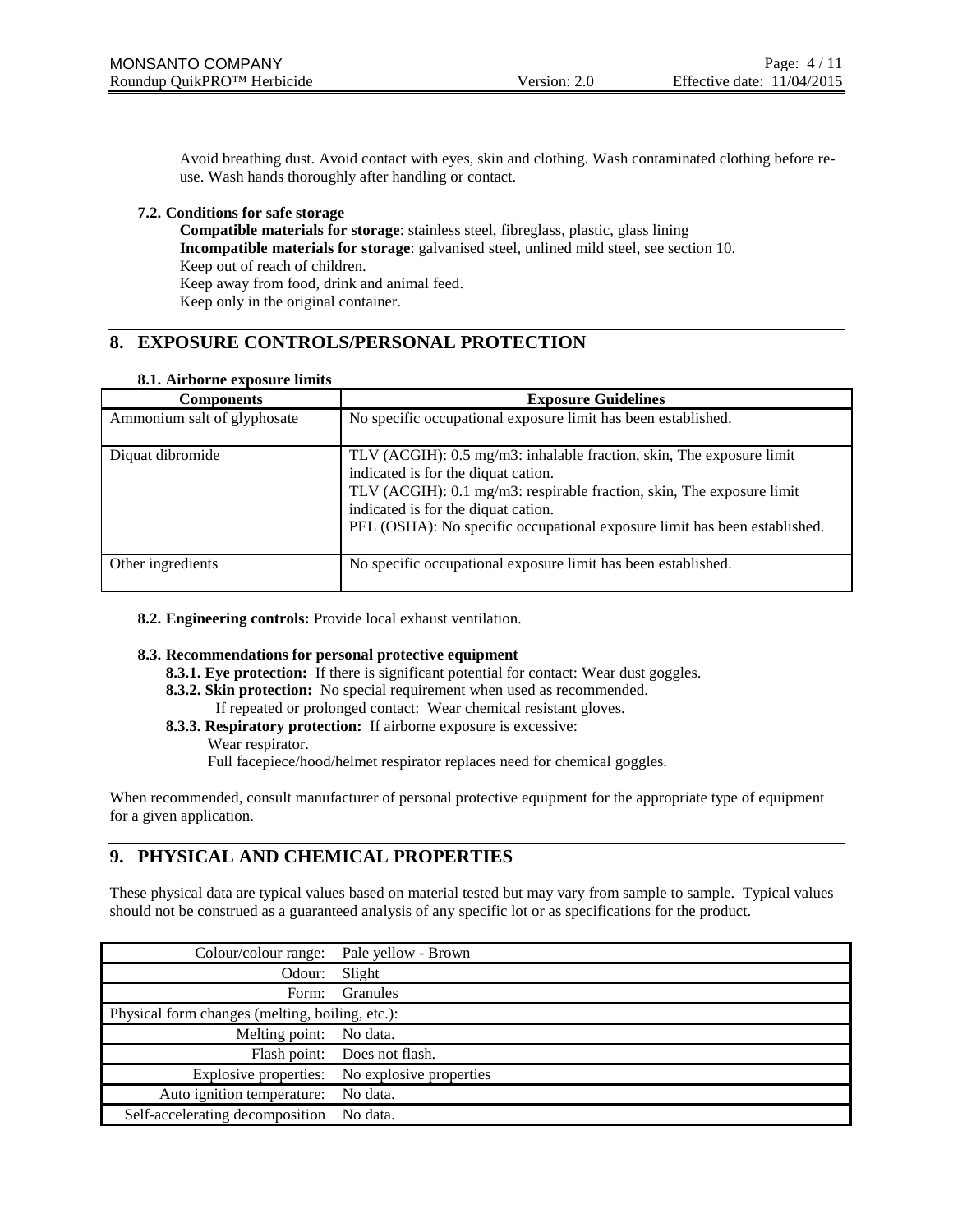Avoid breathing dust. Avoid contact with eyes, skin and clothing. Wash contaminated clothing before re-use. Wash hands thoroughly after handling or contact.

### 7.2. Conditions for safe storage

**Compatible materials for storage**: stainless steel, fibreglass, plastic, glass lining
**Incompatible materials for storage**: galvanised steel, unlined mild steel, see section 10.
Keep out of reach of children.
Keep away from food, drink and animal feed.
Keep only in the original container.

## 8. EXPOSURE CONTROLS/PERSONAL PROTECTION

### 8.1. Airborne exposure limits

| Components | Exposure Guidelines |
|---|---|
| Ammonium salt of glyphosate | No specific occupational exposure limit has been established. |
| Diquat dibromide | TLV (ACGIH): 0.5 mg/m3: inhalable fraction, skin, The exposure limit indicated is for the diquat cation.<br>TLV (ACGIH): 0.1 mg/m3: respirable fraction, skin, The exposure limit indicated is for the diquat cation.<br>PEL (OSHA): No specific occupational exposure limit has been established. |
| Other ingredients | No specific occupational exposure limit has been established. |

**8.2. Engineering controls:** Provide local exhaust ventilation.

### 8.3. Recommendations for personal protective equipment

**8.3.1. Eye protection:** If there is significant potential for contact: Wear dust goggles.
**8.3.2. Skin protection:** No special requirement when used as recommended.
If repeated or prolonged contact: Wear chemical resistant gloves.
**8.3.3. Respiratory protection:** If airborne exposure is excessive:
Wear respirator.
Full facepiece/hood/helmet respirator replaces need for chemical goggles.

When recommended, consult manufacturer of personal protective equipment for the appropriate type of equipment for a given application.

## 9. PHYSICAL AND CHEMICAL PROPERTIES

These physical data are typical values based on material tested but may vary from sample to sample. Typical values should not be construed as a guaranteed analysis of any specific lot or as specifications for the product.

| Property | Value |
|---|---|
| Colour/colour range: | Pale yellow - Brown |
| Odour: | Slight |
| Form: | Granules |
| Physical form changes (melting, boiling, etc.): | |
| Melting point: | No data. |
| Flash point: | Does not flash. |
| Explosive properties: | No explosive properties |
| Auto ignition temperature: | No data. |
| Self-accelerating decomposition | No data. |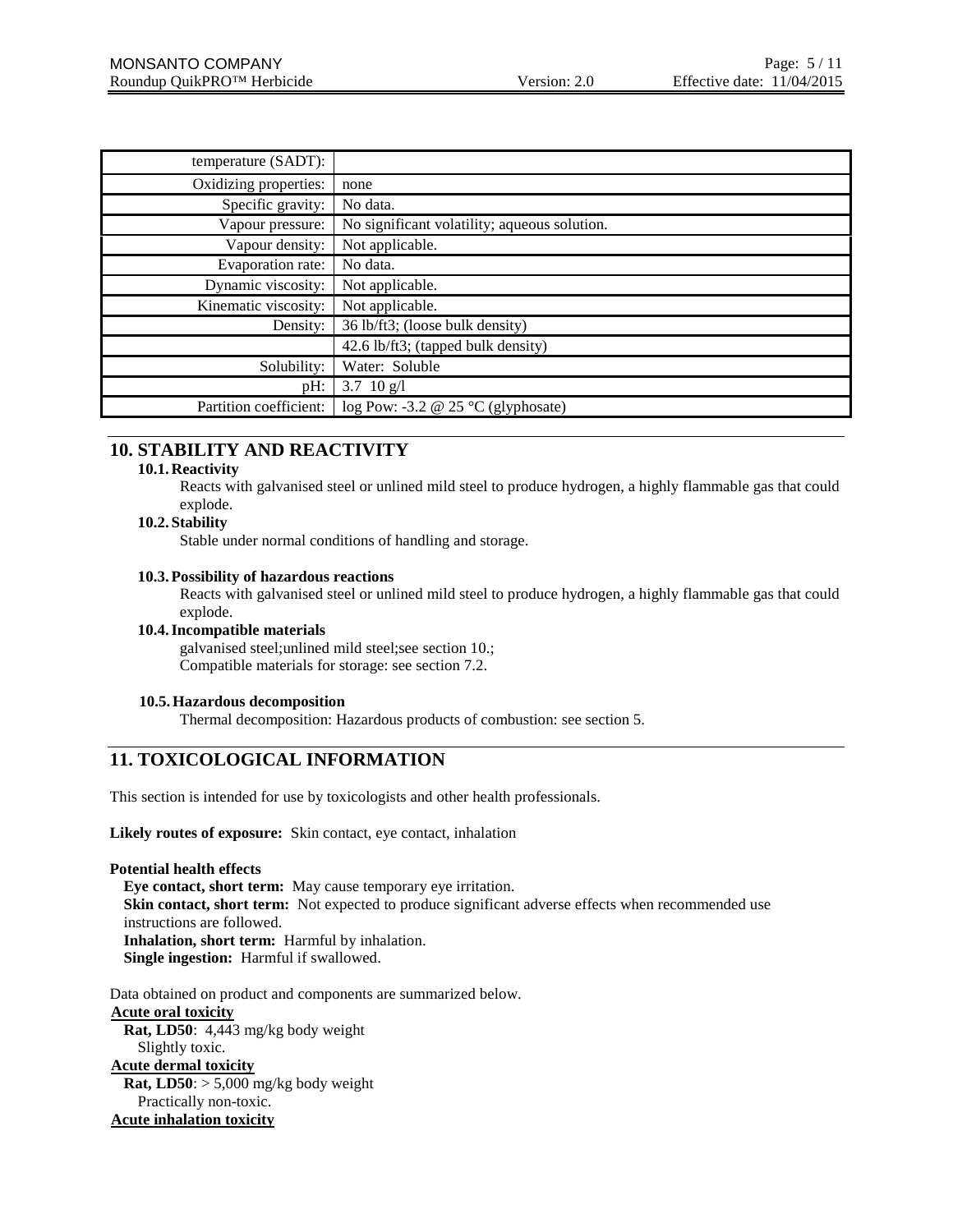| | |
|---|---|
| temperature (SADT): | |
| Oxidizing properties: | none |
| Specific gravity: | No data. |
| Vapour pressure: | No significant volatility; aqueous solution. |
| Vapour density: | Not applicable. |
| Evaporation rate: | No data. |
| Dynamic viscosity: | Not applicable. |
| Kinematic viscosity: | Not applicable. |
| Density: | 36 lb/ft3; (loose bulk density) |
| | 42.6 lb/ft3; (tapped bulk density) |
| Solubility: | Water: Soluble |
| pH: | 3.7 10 g/l |
| Partition coefficient: | log Pow: -3.2 @ 25 °C (glyphosate) |

## 10. STABILITY AND REACTIVITY

### 10.1. Reactivity

Reacts with galvanised steel or unlined mild steel to produce hydrogen, a highly flammable gas that could explode.

### 10.2. Stability

Stable under normal conditions of handling and storage.

### 10.3. Possibility of hazardous reactions

Reacts with galvanised steel or unlined mild steel to produce hydrogen, a highly flammable gas that could explode.

### 10.4. Incompatible materials

galvanised steel;unlined mild steel;see section 10.;
Compatible materials for storage: see section 7.2.

### 10.5. Hazardous decomposition

Thermal decomposition: Hazardous products of combustion: see section 5.

## 11. TOXICOLOGICAL INFORMATION

This section is intended for use by toxicologists and other health professionals.

**Likely routes of exposure:** Skin contact, eye contact, inhalation

**Potential health effects**

**Eye contact, short term:** May cause temporary eye irritation.
**Skin contact, short term:** Not expected to produce significant adverse effects when recommended use instructions are followed.
**Inhalation, short term:** Harmful by inhalation.
**Single ingestion:** Harmful if swallowed.

Data obtained on product and components are summarized below.

**Acute oral toxicity**

**Rat, LD50**: 4,443 mg/kg body weight
Slightly toxic.

**Acute dermal toxicity**

**Rat, LD50**: > 5,000 mg/kg body weight
Practically non-toxic.

**Acute inhalation toxicity**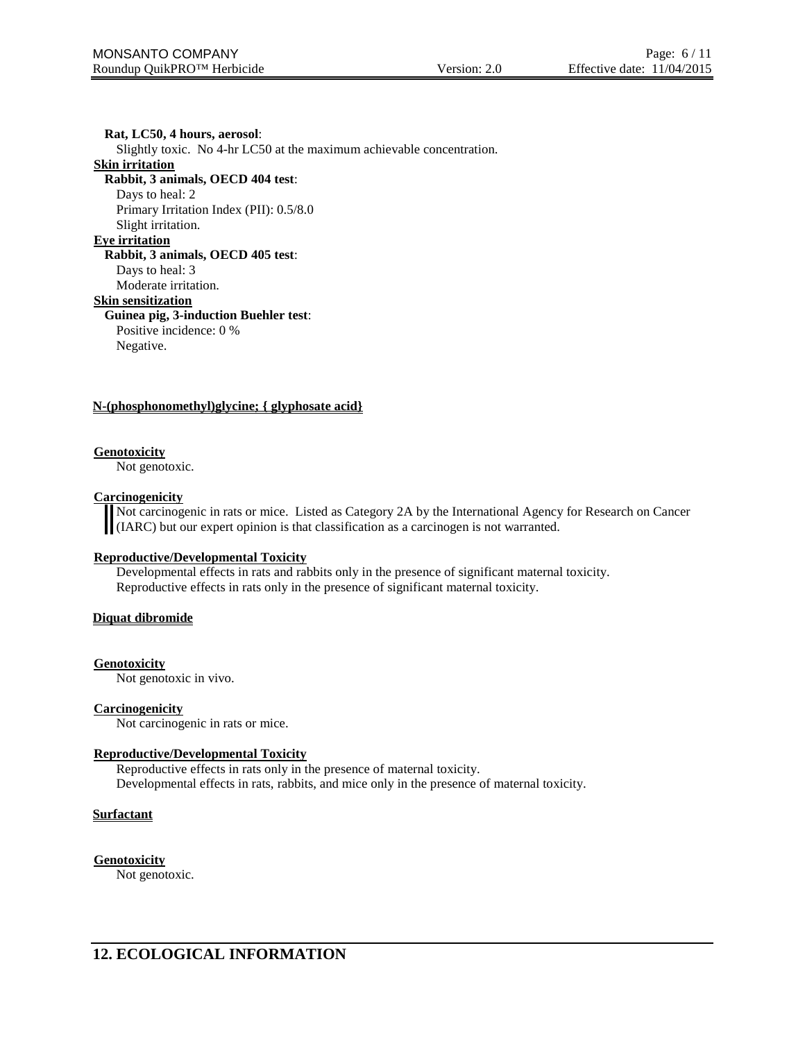**Rat, LC50, 4 hours, aerosol**:

Slightly toxic. No 4-hr LC50 at the maximum achievable concentration.

**Skin irritation**

**Rabbit, 3 animals, OECD 404 test**:

Days to heal: 2

Primary Irritation Index (PII): 0.5/8.0

Slight irritation.

**Eye irritation**

**Rabbit, 3 animals, OECD 405 test**:

Days to heal: 3

Moderate irritation.

**Skin sensitization**

**Guinea pig, 3-induction Buehler test**:

Positive incidence: 0 %

Negative.

**N-(phosphonomethyl)glycine; { glyphosate acid}**

**Genotoxicity**

Not genotoxic.

**Carcinogenicity**

Not carcinogenic in rats or mice. Listed as Category 2A by the International Agency for Research on Cancer (IARC) but our expert opinion is that classification as a carcinogen is not warranted.

**Reproductive/Developmental Toxicity**

Developmental effects in rats and rabbits only in the presence of significant maternal toxicity.

Reproductive effects in rats only in the presence of significant maternal toxicity.

**Diquat dibromide**

**Genotoxicity**

Not genotoxic in vivo.

**Carcinogenicity**

Not carcinogenic in rats or mice.

**Reproductive/Developmental Toxicity**

Reproductive effects in rats only in the presence of maternal toxicity.

Developmental effects in rats, rabbits, and mice only in the presence of maternal toxicity.

**Surfactant**

**Genotoxicity**

Not genotoxic.

## 12. ECOLOGICAL INFORMATION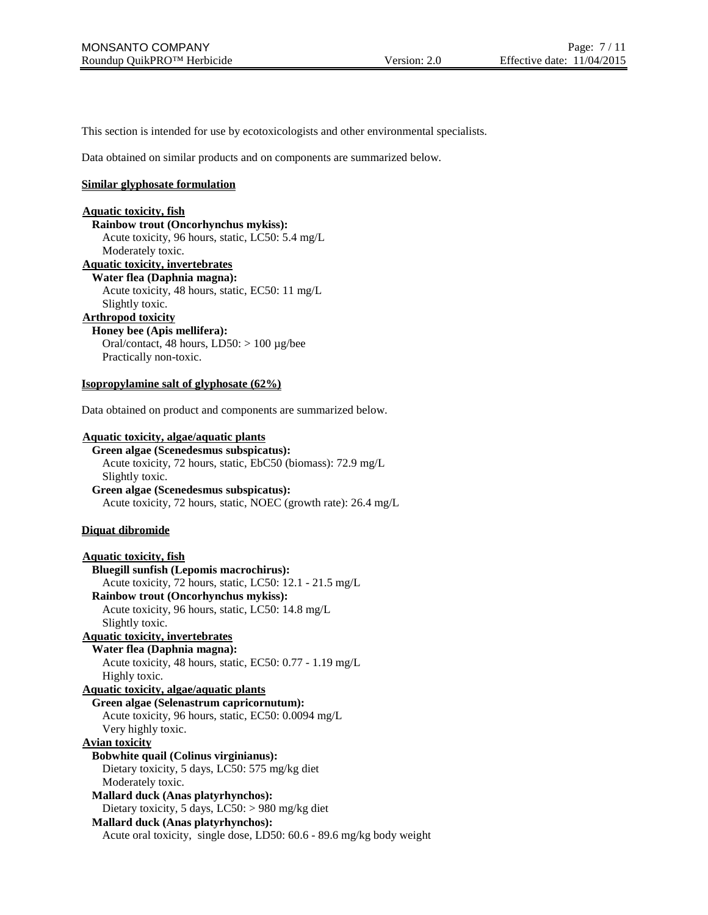This section is intended for use by ecotoxicologists and other environmental specialists.

Data obtained on similar products and on components are summarized below.

**Similar glyphosate formulation**

**Aquatic toxicity, fish**

**Rainbow trout (Oncorhynchus mykiss):**
Acute toxicity, 96 hours, static, LC50: 5.4 mg/L
Moderately toxic.

**Aquatic toxicity, invertebrates**

**Water flea (Daphnia magna):**
Acute toxicity, 48 hours, static, EC50: 11 mg/L
Slightly toxic.

**Arthropod toxicity**

**Honey bee (Apis mellifera):**
Oral/contact, 48 hours, LD50: > 100 µg/bee
Practically non-toxic.

**Isopropylamine salt of glyphosate (62%)**

Data obtained on product and components are summarized below.

**Aquatic toxicity, algae/aquatic plants**

**Green algae (Scenedesmus subspicatus):**
Acute toxicity, 72 hours, static, EbC50 (biomass): 72.9 mg/L
Slightly toxic.

**Green algae (Scenedesmus subspicatus):**
Acute toxicity, 72 hours, static, NOEC (growth rate): 26.4 mg/L

**Diquat dibromide**

**Aquatic toxicity, fish**

**Bluegill sunfish (Lepomis macrochirus):**
Acute toxicity, 72 hours, static, LC50: 12.1 - 21.5 mg/L

**Rainbow trout (Oncorhynchus mykiss):**
Acute toxicity, 96 hours, static, LC50: 14.8 mg/L
Slightly toxic.

**Aquatic toxicity, invertebrates**

**Water flea (Daphnia magna):**
Acute toxicity, 48 hours, static, EC50: 0.77 - 1.19 mg/L
Highly toxic.

**Aquatic toxicity, algae/aquatic plants**

**Green algae (Selenastrum capricornutum):**
Acute toxicity, 96 hours, static, EC50: 0.0094 mg/L
Very highly toxic.

**Avian toxicity**

**Bobwhite quail (Colinus virginianus):**
Dietary toxicity, 5 days, LC50: 575 mg/kg diet
Moderately toxic.

**Mallard duck (Anas platyrhynchos):**
Dietary toxicity, 5 days, LC50: > 980 mg/kg diet

**Mallard duck (Anas platyrhynchos):**
Acute oral toxicity, single dose, LD50: 60.6 - 89.6 mg/kg body weight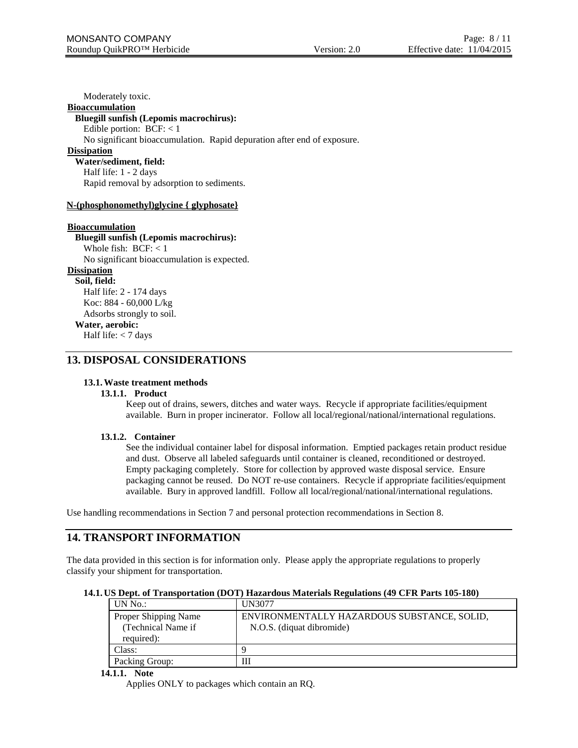Moderately toxic.

**Bioaccumulation**

**Bluegill sunfish (Lepomis macrochirus):**

Edible portion: BCF: < 1

No significant bioaccumulation. Rapid depuration after end of exposure.

**Dissipation**

**Water/sediment, field:**

Half life: 1 - 2 days

Rapid removal by adsorption to sediments.

**N-(phosphonomethyl)glycine { glyphosate}**

**Bioaccumulation**

**Bluegill sunfish (Lepomis macrochirus):**

Whole fish: BCF: < 1

No significant bioaccumulation is expected.

**Dissipation**

**Soil, field:**

Half life: 2 - 174 days

Koc: 884 - 60,000 L/kg

Adsorbs strongly to soil.

**Water, aerobic:**

Half life: < 7 days

## 13. DISPOSAL CONSIDERATIONS

### 13.1. Waste treatment methods

#### 13.1.1. Product

Keep out of drains, sewers, ditches and water ways. Recycle if appropriate facilities/equipment available. Burn in proper incinerator. Follow all local/regional/national/international regulations.

#### 13.1.2. Container

See the individual container label for disposal information. Emptied packages retain product residue and dust. Observe all labeled safeguards until container is cleaned, reconditioned or destroyed. Empty packaging completely. Store for collection by approved waste disposal service. Ensure packaging cannot be reused. Do NOT re-use containers. Recycle if appropriate facilities/equipment available. Bury in approved landfill. Follow all local/regional/national/international regulations.

Use handling recommendations in Section 7 and personal protection recommendations in Section 8.

## 14. TRANSPORT INFORMATION

The data provided in this section is for information only. Please apply the appropriate regulations to properly classify your shipment for transportation.

### 14.1. US Dept. of Transportation (DOT) Hazardous Materials Regulations (49 CFR Parts 105-180)

| UN No.: | UN3077 |
|---|---|
| Proper Shipping Name (Technical Name if required): | ENVIRONMENTALLY HAZARDOUS SUBSTANCE, SOLID, N.O.S. (diquat dibromide) |
| Class: | 9 |
| Packing Group: | III |

#### 14.1.1. Note

Applies ONLY to packages which contain an RQ.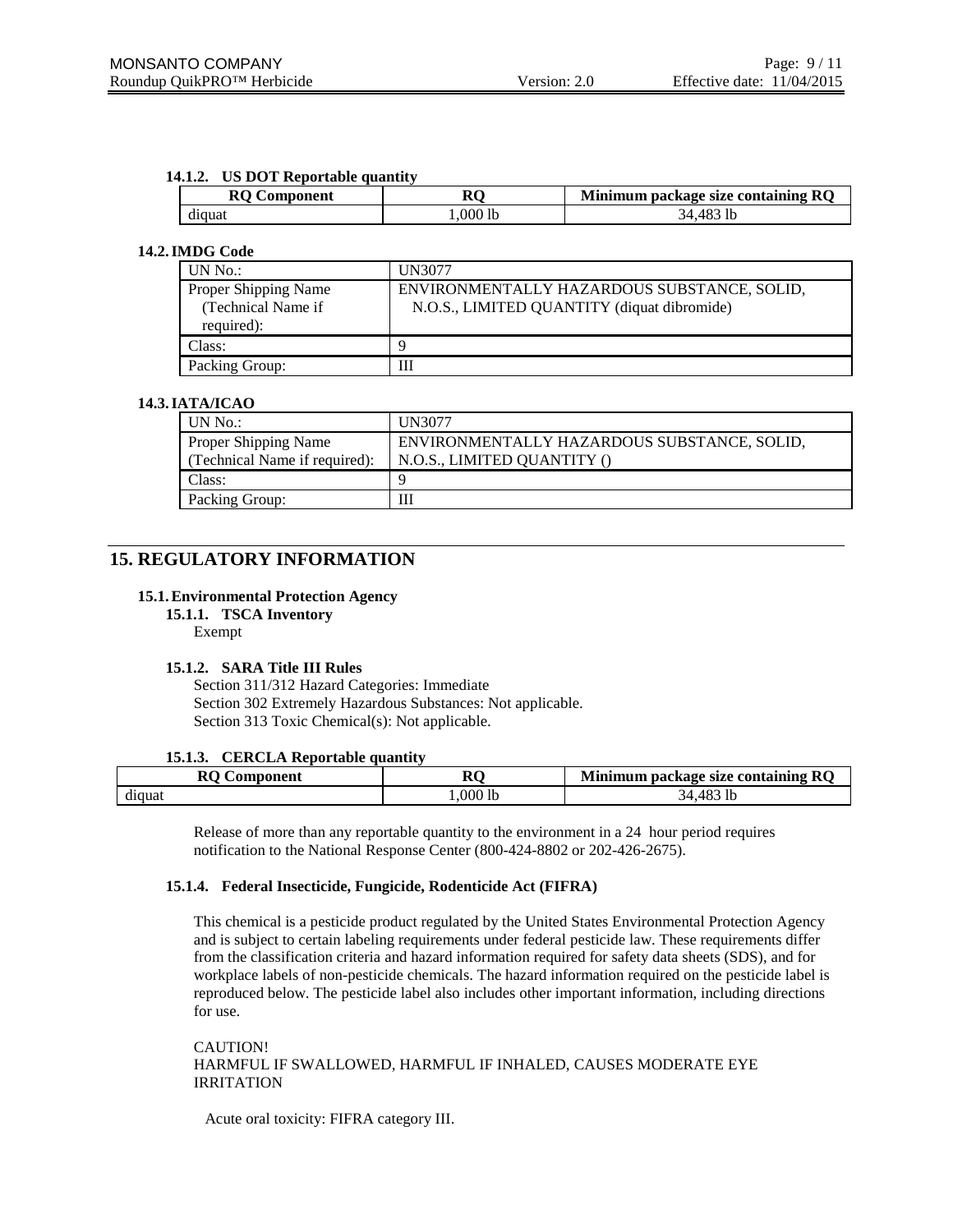#### 14.1.2. US DOT Reportable quantity

| RQ Component | RQ | Minimum package size containing RQ |
|---|---|---|
| diquat | 1,000 lb | 34,483 lb |

### 14.2. IMDG Code

| | |
|---|---|
| UN No.: | UN3077 |
| Proper Shipping Name (Technical Name if required): | ENVIRONMENTALLY HAZARDOUS SUBSTANCE, SOLID, N.O.S., LIMITED QUANTITY (diquat dibromide) |
| Class: | 9 |
| Packing Group: | III |

### 14.3. IATA/ICAO

| | |
|---|---|
| UN No.: | UN3077 |
| Proper Shipping Name (Technical Name if required): | ENVIRONMENTALLY HAZARDOUS SUBSTANCE, SOLID, N.O.S., LIMITED QUANTITY () |
| Class: | 9 |
| Packing Group: | III |

## 15. REGULATORY INFORMATION

### 15.1. Environmental Protection Agency

#### 15.1.1. TSCA Inventory

Exempt

#### 15.1.2. SARA Title III Rules

Section 311/312 Hazard Categories: Immediate
Section 302 Extremely Hazardous Substances: Not applicable.
Section 313 Toxic Chemical(s): Not applicable.

#### 15.1.3. CERCLA Reportable quantity

| RQ Component | RQ | Minimum package size containing RQ |
|---|---|---|
| diquat | 1,000 lb | 34,483 lb |

Release of more than any reportable quantity to the environment in a 24 hour period requires notification to the National Response Center (800-424-8802 or 202-426-2675).

#### 15.1.4. Federal Insecticide, Fungicide, Rodenticide Act (FIFRA)

This chemical is a pesticide product regulated by the United States Environmental Protection Agency and is subject to certain labeling requirements under federal pesticide law. These requirements differ from the classification criteria and hazard information required for safety data sheets (SDS), and for workplace labels of non-pesticide chemicals. The hazard information required on the pesticide label is reproduced below. The pesticide label also includes other important information, including directions for use.

CAUTION!
HARMFUL IF SWALLOWED, HARMFUL IF INHALED, CAUSES MODERATE EYE IRRITATION

Acute oral toxicity: FIFRA category III.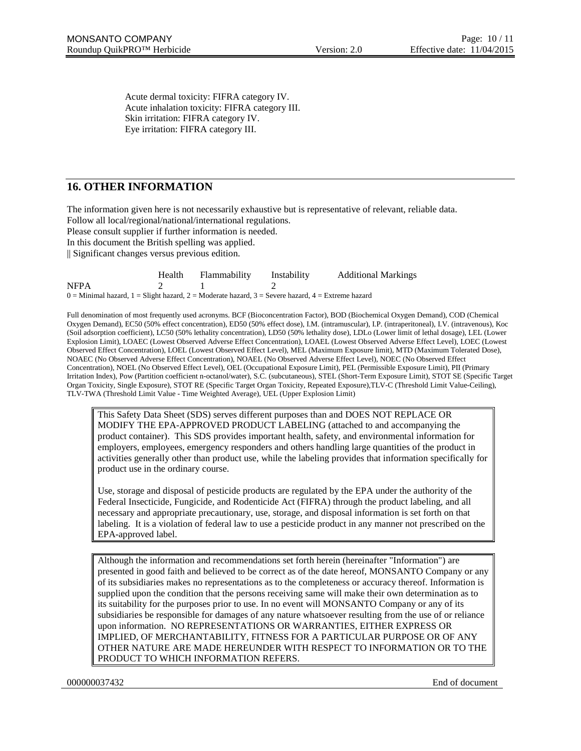Acute dermal toxicity: FIFRA category IV.
Acute inhalation toxicity: FIFRA category III.
Skin irritation: FIFRA category IV.
Eye irritation: FIFRA category III.

## 16. OTHER INFORMATION

The information given here is not necessarily exhaustive but is representative of relevant, reliable data.
Follow all local/regional/national/international regulations.
Please consult supplier if further information is needed.
In this document the British spelling was applied.
|| Significant changes versus previous edition.

| | Health | Flammability | Instability | Additional Markings |
|---|---|---|---|---|
| NFPA | 2 | 1 | 2 | |

0 = Minimal hazard, 1 = Slight hazard, 2 = Moderate hazard, 3 = Severe hazard, 4 = Extreme hazard

Full denomination of most frequently used acronyms. BCF (Bioconcentration Factor), BOD (Biochemical Oxygen Demand), COD (Chemical Oxygen Demand), EC50 (50% effect concentration), ED50 (50% effect dose), I.M. (intramuscular), I.P. (intraperitoneal), I.V. (intravenous), Koc (Soil adsorption coefficient), LC50 (50% lethality concentration), LD50 (50% lethality dose), LDLo (Lower limit of lethal dosage), LEL (Lower Explosion Limit), LOAEC (Lowest Observed Adverse Effect Concentration), LOAEL (Lowest Observed Adverse Effect Level), LOEC (Lowest Observed Effect Concentration), LOEL (Lowest Observed Effect Level), MEL (Maximum Exposure limit), MTD (Maximum Tolerated Dose), NOAEC (No Observed Adverse Effect Concentration), NOAEL (No Observed Adverse Effect Level), NOEC (No Observed Effect Concentration), NOEL (No Observed Effect Level), OEL (Occupational Exposure Limit), PEL (Permissible Exposure Limit), PII (Primary Irritation Index), Pow (Partition coefficient n-octanol/water), S.C. (subcutaneous), STEL (Short-Term Exposure Limit), STOT SE (Specific Target Organ Toxicity, Single Exposure), STOT RE (Specific Target Organ Toxicity, Repeated Exposure),TLV-C (Threshold Limit Value-Ceiling), TLV-TWA (Threshold Limit Value - Time Weighted Average), UEL (Upper Explosion Limit)

This Safety Data Sheet (SDS) serves different purposes than and DOES NOT REPLACE OR MODIFY THE EPA-APPROVED PRODUCT LABELING (attached to and accompanying the product container). This SDS provides important health, safety, and environmental information for employers, employees, emergency responders and others handling large quantities of the product in activities generally other than product use, while the labeling provides that information specifically for product use in the ordinary course.

Use, storage and disposal of pesticide products are regulated by the EPA under the authority of the Federal Insecticide, Fungicide, and Rodenticide Act (FIFRA) through the product labeling, and all necessary and appropriate precautionary, use, storage, and disposal information is set forth on that labeling. It is a violation of federal law to use a pesticide product in any manner not prescribed on the EPA-approved label.

Although the information and recommendations set forth herein (hereinafter "Information") are presented in good faith and believed to be correct as of the date hereof, MONSANTO Company or any of its subsidiaries makes no representations as to the completeness or accuracy thereof. Information is supplied upon the condition that the persons receiving same will make their own determination as to its suitability for the purposes prior to use. In no event will MONSANTO Company or any of its subsidiaries be responsible for damages of any nature whatsoever resulting from the use of or reliance upon information. NO REPRESENTATIONS OR WARRANTIES, EITHER EXPRESS OR IMPLIED, OF MERCHANTABILITY, FITNESS FOR A PARTICULAR PURPOSE OR OF ANY OTHER NATURE ARE MADE HEREUNDER WITH RESPECT TO INFORMATION OR TO THE PRODUCT TO WHICH INFORMATION REFERS.

000000037432 End of document